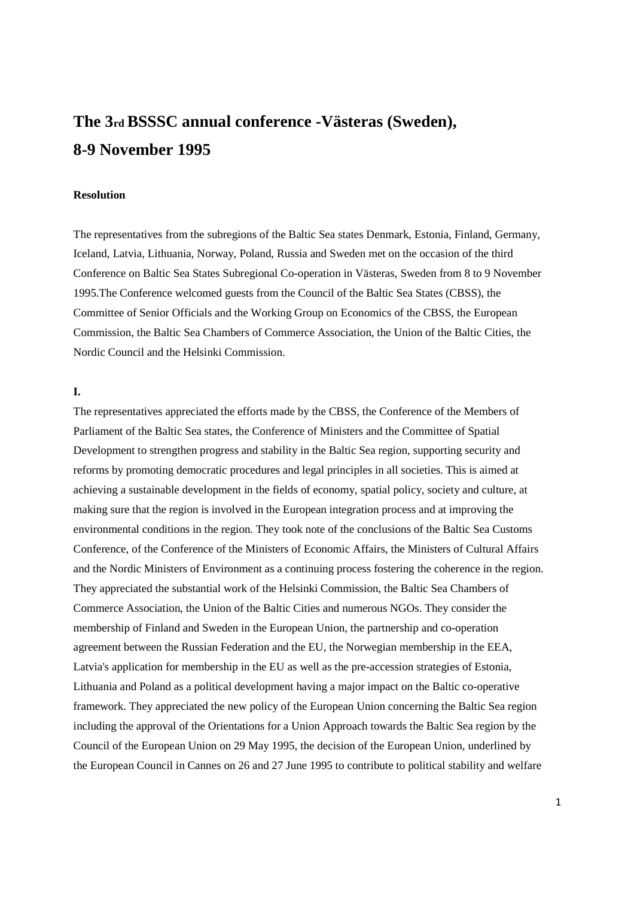# The 3rd BSSSC annual conference -Västeras (Sweden), 8-9 November 1995

**Resolution**

The representatives from the subregions of the Baltic Sea states Denmark, Estonia, Finland, Germany, Iceland, Latvia, Lithuania, Norway, Poland, Russia and Sweden met on the occasion of the third Conference on Baltic Sea States Subregional Co-operation in Västeras, Sweden from 8 to 9 November 1995.The Conference welcomed guests from the Council of the Baltic Sea States (CBSS), the Committee of Senior Officials and the Working Group on Economics of the CBSS, the European Commission, the Baltic Sea Chambers of Commerce Association, the Union of the Baltic Cities, the Nordic Council and the Helsinki Commission.

**I.**

The representatives appreciated the efforts made by the CBSS, the Conference of the Members of Parliament of the Baltic Sea states, the Conference of Ministers and the Committee of Spatial Development to strengthen progress and stability in the Baltic Sea region, supporting security and reforms by promoting democratic procedures and legal principles in all societies. This is aimed at achieving a sustainable development in the fields of economy, spatial policy, society and culture, at making sure that the region is involved in the European integration process and at improving the environmental conditions in the region. They took note of the conclusions of the Baltic Sea Customs Conference, of the Conference of the Ministers of Economic Affairs, the Ministers of Cultural Affairs and the Nordic Ministers of Environment as a continuing process fostering the coherence in the region. They appreciated the substantial work of the Helsinki Commission, the Baltic Sea Chambers of Commerce Association, the Union of the Baltic Cities and numerous NGOs. They consider the membership of Finland and Sweden in the European Union, the partnership and co-operation agreement between the Russian Federation and the EU, the Norwegian membership in the EEA, Latvia's application for membership in the EU as well as the pre-accession strategies of Estonia, Lithuania and Poland as a political development having a major impact on the Baltic co-operative framework. They appreciated the new policy of the European Union concerning the Baltic Sea region including the approval of the Orientations for a Union Approach towards the Baltic Sea region by the Council of the European Union on 29 May 1995, the decision of the European Union, underlined by the European Council in Cannes on 26 and 27 June 1995 to contribute to political stability and welfare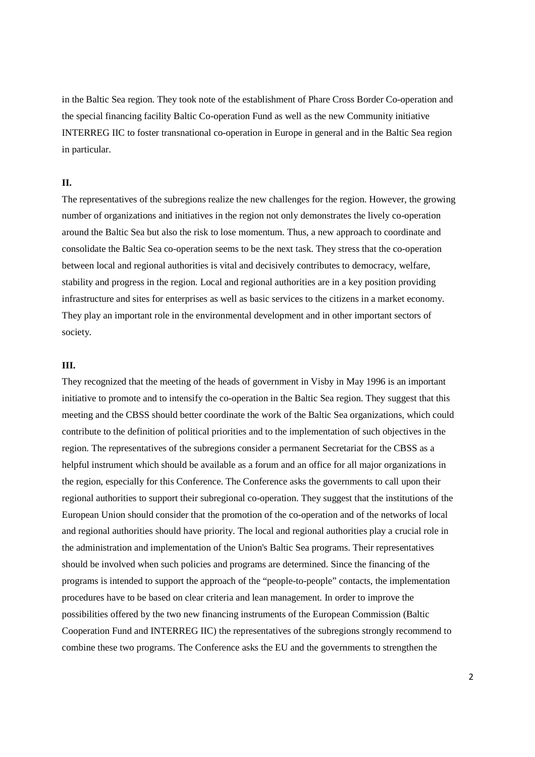in the Baltic Sea region. They took note of the establishment of Phare Cross Border Co-operation and the special financing facility Baltic Co-operation Fund as well as the new Community initiative INTERREG IIC to foster transnational co-operation in Europe in general and in the Baltic Sea region in particular.

**II.**

The representatives of the subregions realize the new challenges for the region. However, the growing number of organizations and initiatives in the region not only demonstrates the lively co-operation around the Baltic Sea but also the risk to lose momentum. Thus, a new approach to coordinate and consolidate the Baltic Sea co-operation seems to be the next task. They stress that the co-operation between local and regional authorities is vital and decisively contributes to democracy, welfare, stability and progress in the region. Local and regional authorities are in a key position providing infrastructure and sites for enterprises as well as basic services to the citizens in a market economy. They play an important role in the environmental development and in other important sectors of society.

**III.**

They recognized that the meeting of the heads of government in Visby in May 1996 is an important initiative to promote and to intensify the co-operation in the Baltic Sea region. They suggest that this meeting and the CBSS should better coordinate the work of the Baltic Sea organizations, which could contribute to the definition of political priorities and to the implementation of such objectives in the region. The representatives of the subregions consider a permanent Secretariat for the CBSS as a helpful instrument which should be available as a forum and an office for all major organizations in the region, especially for this Conference. The Conference asks the governments to call upon their regional authorities to support their subregional co-operation. They suggest that the institutions of the European Union should consider that the promotion of the co-operation and of the networks of local and regional authorities should have priority. The local and regional authorities play a crucial role in the administration and implementation of the Union's Baltic Sea programs. Their representatives should be involved when such policies and programs are determined. Since the financing of the programs is intended to support the approach of the "people-to-people" contacts, the implementation procedures have to be based on clear criteria and lean management. In order to improve the possibilities offered by the two new financing instruments of the European Commission (Baltic Cooperation Fund and INTERREG IIC) the representatives of the subregions strongly recommend to combine these two programs. The Conference asks the EU and the governments to strengthen the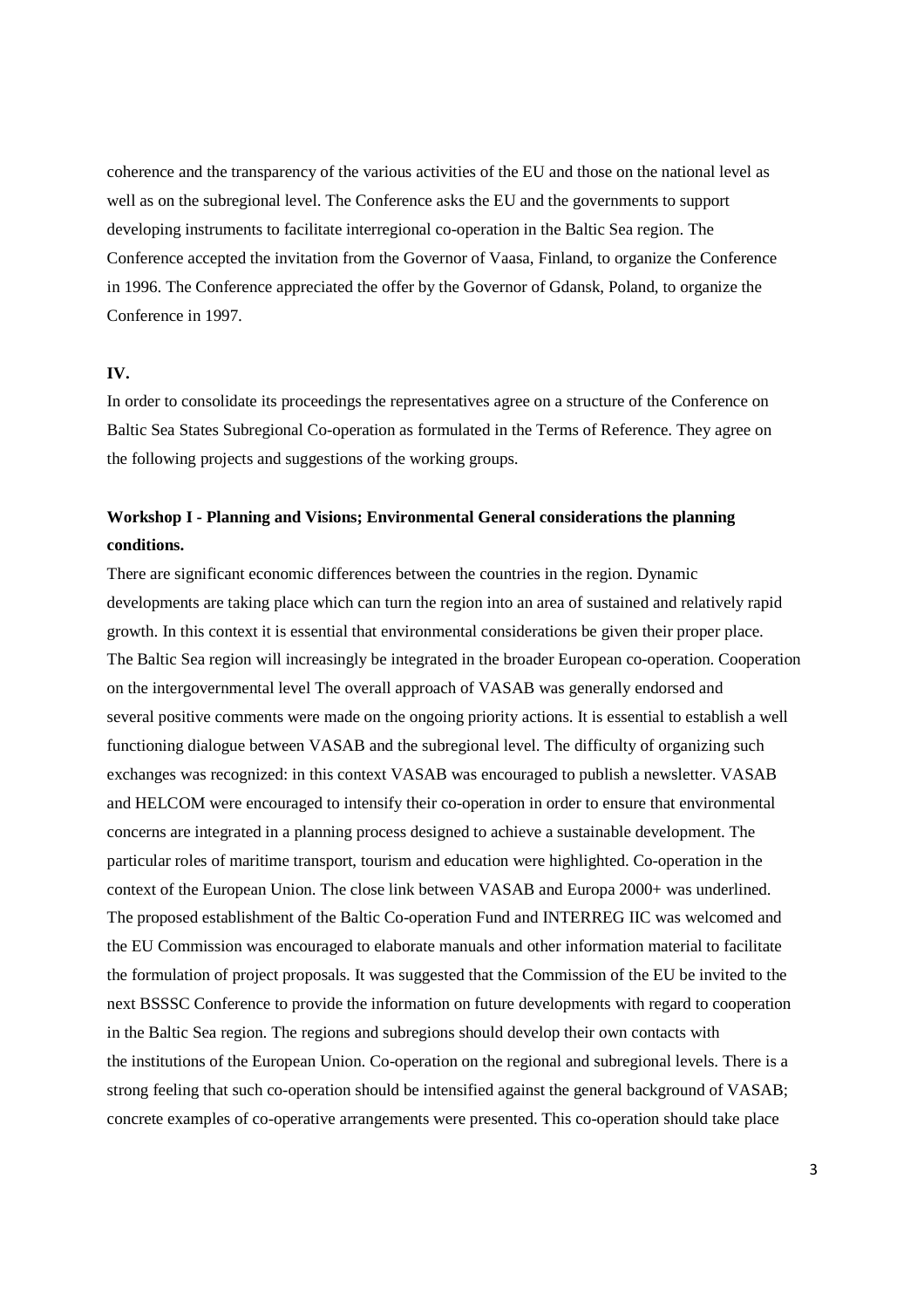coherence and the transparency of the various activities of the EU and those on the national level as well as on the subregional level. The Conference asks the EU and the governments to support developing instruments to facilitate interregional co-operation in the Baltic Sea region. The Conference accepted the invitation from the Governor of Vaasa, Finland, to organize the Conference in 1996. The Conference appreciated the offer by the Governor of Gdansk, Poland, to organize the Conference in 1997.

**IV.**

In order to consolidate its proceedings the representatives agree on a structure of the Conference on Baltic Sea States Subregional Co-operation as formulated in the Terms of Reference. They agree on the following projects and suggestions of the working groups.

**Workshop I - Planning and Visions; Environmental General considerations the planning conditions.**

There are significant economic differences between the countries in the region. Dynamic developments are taking place which can turn the region into an area of sustained and relatively rapid growth. In this context it is essential that environmental considerations be given their proper place. The Baltic Sea region will increasingly be integrated in the broader European co-operation. Cooperation on the intergovernmental level The overall approach of VASAB was generally endorsed and several positive comments were made on the ongoing priority actions. It is essential to establish a well functioning dialogue between VASAB and the subregional level. The difficulty of organizing such exchanges was recognized: in this context VASAB was encouraged to publish a newsletter. VASAB and HELCOM were encouraged to intensify their co-operation in order to ensure that environmental concerns are integrated in a planning process designed to achieve a sustainable development. The particular roles of maritime transport, tourism and education were highlighted. Co-operation in the context of the European Union. The close link between VASAB and Europa 2000+ was underlined. The proposed establishment of the Baltic Co-operation Fund and INTERREG IIC was welcomed and the EU Commission was encouraged to elaborate manuals and other information material to facilitate the formulation of project proposals. It was suggested that the Commission of the EU be invited to the next BSSSC Conference to provide the information on future developments with regard to cooperation in the Baltic Sea region. The regions and subregions should develop their own contacts with the institutions of the European Union. Co-operation on the regional and subregional levels. There is a strong feeling that such co-operation should be intensified against the general background of VASAB; concrete examples of co-operative arrangements were presented. This co-operation should take place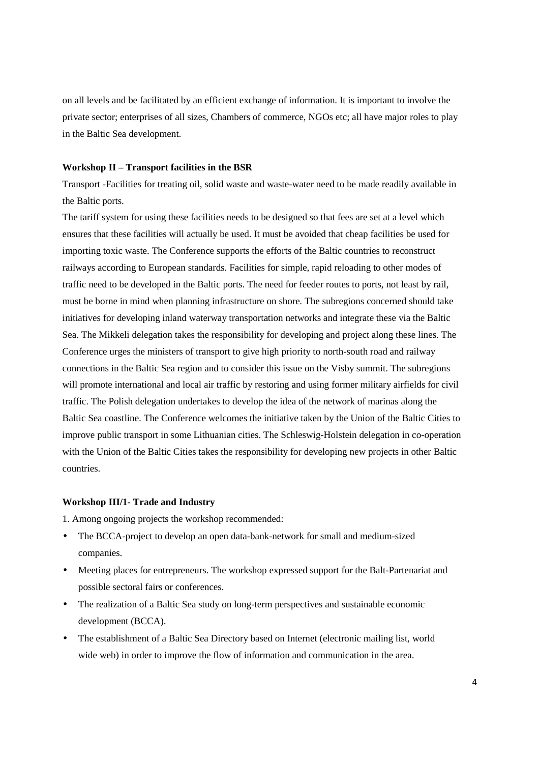on all levels and be facilitated by an efficient exchange of information. It is important to involve the private sector; enterprises of all sizes, Chambers of commerce, NGOs etc; all have major roles to play in the Baltic Sea development.

**Workshop II – Transport facilities in the BSR**

Transport -Facilities for treating oil, solid waste and waste-water need to be made readily available in the Baltic ports.

The tariff system for using these facilities needs to be designed so that fees are set at a level which ensures that these facilities will actually be used. It must be avoided that cheap facilities be used for importing toxic waste. The Conference supports the efforts of the Baltic countries to reconstruct railways according to European standards. Facilities for simple, rapid reloading to other modes of traffic need to be developed in the Baltic ports. The need for feeder routes to ports, not least by rail, must be borne in mind when planning infrastructure on shore. The subregions concerned should take initiatives for developing inland waterway transportation networks and integrate these via the Baltic Sea. The Mikkeli delegation takes the responsibility for developing and project along these lines. The Conference urges the ministers of transport to give high priority to north-south road and railway connections in the Baltic Sea region and to consider this issue on the Visby summit. The subregions will promote international and local air traffic by restoring and using former military airfields for civil traffic. The Polish delegation undertakes to develop the idea of the network of marinas along the Baltic Sea coastline. The Conference welcomes the initiative taken by the Union of the Baltic Cities to improve public transport in some Lithuanian cities. The Schleswig-Holstein delegation in co-operation with the Union of the Baltic Cities takes the responsibility for developing new projects in other Baltic countries.

**Workshop III/1- Trade and Industry**

1. Among ongoing projects the workshop recommended:

- The BCCA-project to develop an open data-bank-network for small and medium-sized companies.
- Meeting places for entrepreneurs. The workshop expressed support for the Balt-Partenariat and possible sectoral fairs or conferences.
- The realization of a Baltic Sea study on long-term perspectives and sustainable economic development (BCCA).
- The establishment of a Baltic Sea Directory based on Internet (electronic mailing list, world wide web) in order to improve the flow of information and communication in the area.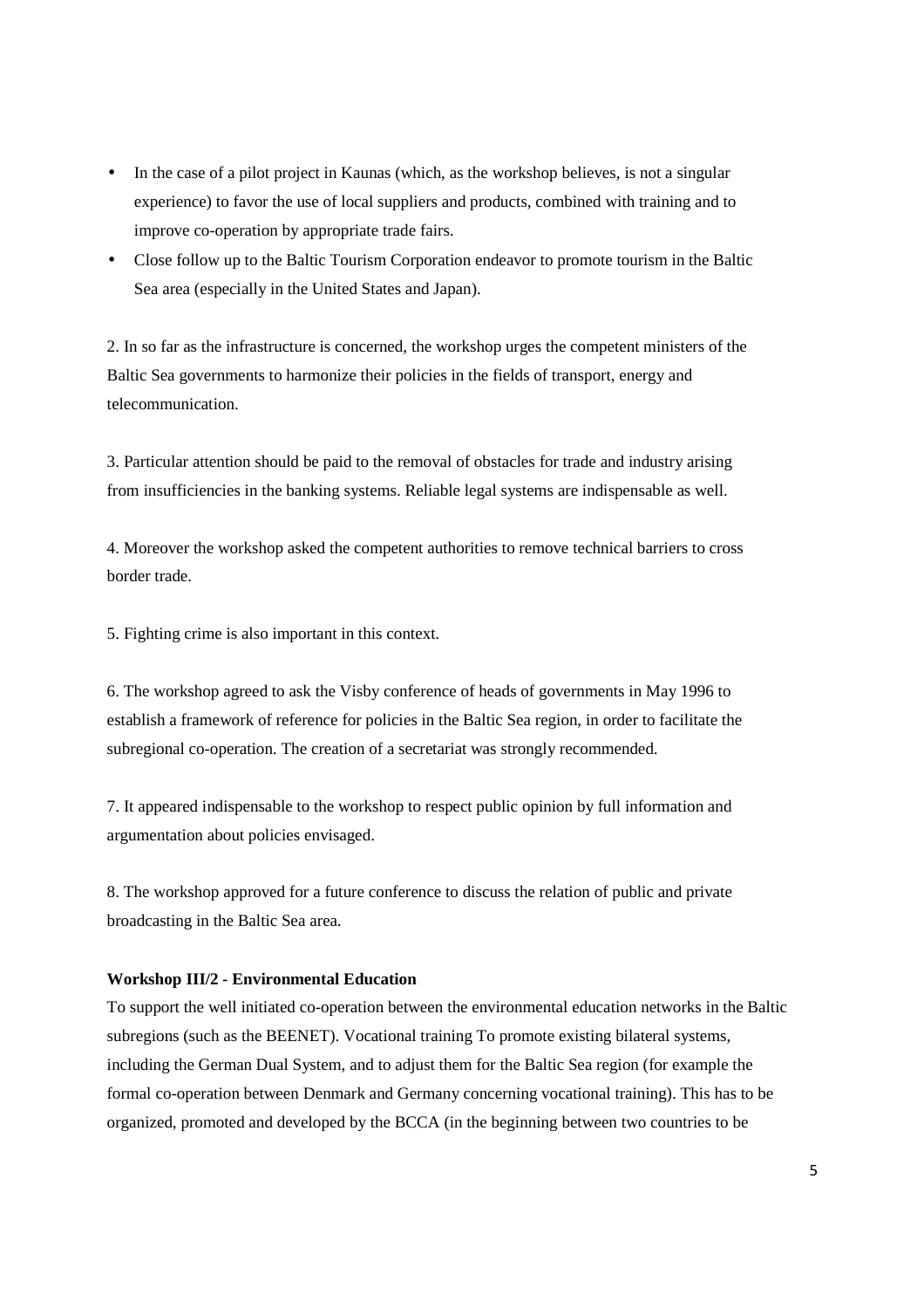- In the case of a pilot project in Kaunas (which, as the workshop believes, is not a singular experience) to favor the use of local suppliers and products, combined with training and to improve co-operation by appropriate trade fairs.
- Close follow up to the Baltic Tourism Corporation endeavor to promote tourism in the Baltic Sea area (especially in the United States and Japan).

2. In so far as the infrastructure is concerned, the workshop urges the competent ministers of the Baltic Sea governments to harmonize their policies in the fields of transport, energy and telecommunication.

3. Particular attention should be paid to the removal of obstacles for trade and industry arising from insufficiencies in the banking systems. Reliable legal systems are indispensable as well.

4. Moreover the workshop asked the competent authorities to remove technical barriers to cross border trade.

5. Fighting crime is also important in this context.

6. The workshop agreed to ask the Visby conference of heads of governments in May 1996 to establish a framework of reference for policies in the Baltic Sea region, in order to facilitate the subregional co-operation. The creation of a secretariat was strongly recommended.

7. It appeared indispensable to the workshop to respect public opinion by full information and argumentation about policies envisaged.

8. The workshop approved for a future conference to discuss the relation of public and private broadcasting in the Baltic Sea area.

**Workshop III/2 - Environmental Education**

To support the well initiated co-operation between the environmental education networks in the Baltic subregions (such as the BEENET). Vocational training To promote existing bilateral systems, including the German Dual System, and to adjust them for the Baltic Sea region (for example the formal co-operation between Denmark and Germany concerning vocational training). This has to be organized, promoted and developed by the BCCA (in the beginning between two countries to be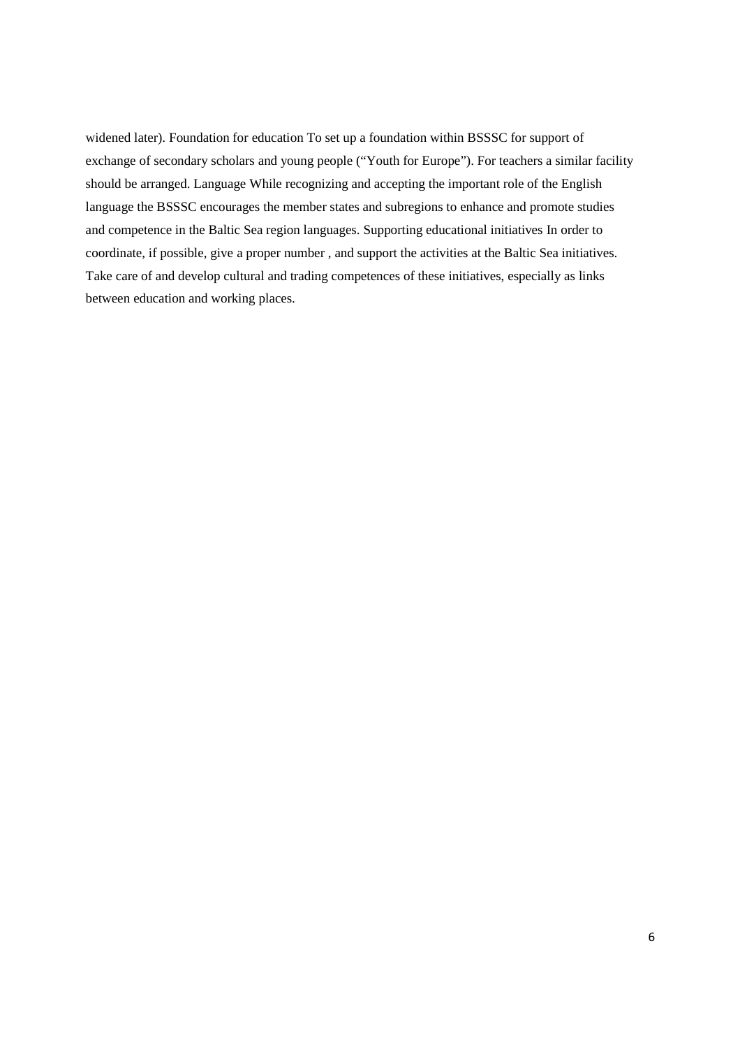widened later). Foundation for education To set up a foundation within BSSSC for support of exchange of secondary scholars and young people ("Youth for Europe"). For teachers a similar facility should be arranged. Language While recognizing and accepting the important role of the English language the BSSSC encourages the member states and subregions to enhance and promote studies and competence in the Baltic Sea region languages. Supporting educational initiatives In order to coordinate, if possible, give a proper number , and support the activities at the Baltic Sea initiatives. Take care of and develop cultural and trading competences of these initiatives, especially as links between education and working places.